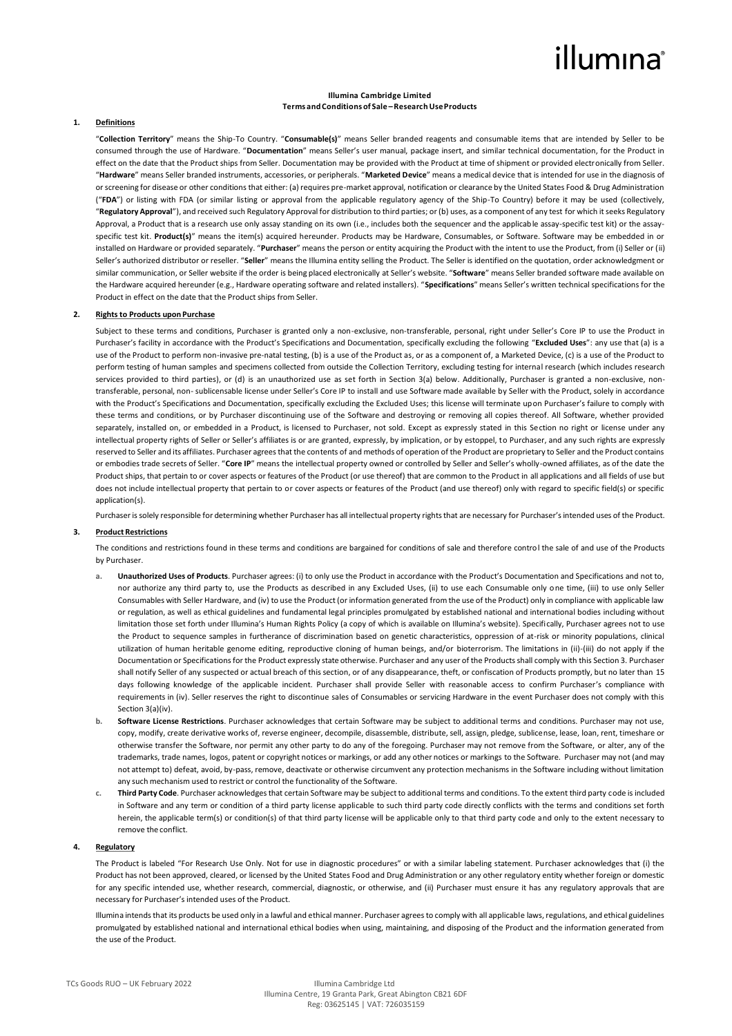illumina®

**Illumina Cambridge Limited**
**Terms and Conditions of Sale – Research Use Products**

## 1. Definitions

"**Collection Territory**" means the Ship-To Country. "**Consumable(s)**" means Seller branded reagents and consumable items that are intended by Seller to be consumed through the use of Hardware. "**Documentation**" means Seller's user manual, package insert, and similar technical documentation, for the Product in effect on the date that the Product ships from Seller. Documentation may be provided with the Product at time of shipment or provided electronically from Seller. "**Hardware**" means Seller branded instruments, accessories, or peripherals. "**Marketed Device**" means a medical device that is intended for use in the diagnosis of or screening for disease or other conditions that either: (a) requires pre-market approval, notification or clearance by the United States Food & Drug Administration ("**FDA**") or listing with FDA (or similar listing or approval from the applicable regulatory agency of the Ship-To Country) before it may be used (collectively, "**Regulatory Approval**"), and received such Regulatory Approval for distribution to third parties; or (b) uses, as a component of any test for which it seeks Regulatory Approval, a Product that is a research use only assay standing on its own (i.e., includes both the sequencer and the applicable assay-specific test kit) or the assay-specific test kit. **Product(s)**" means the item(s) acquired hereunder. Products may be Hardware, Consumables, or Software. Software may be embedded in or installed on Hardware or provided separately. "**Purchaser**" means the person or entity acquiring the Product with the intent to use the Product, from (i) Seller or (ii) Seller's authorized distributor or reseller. "**Seller**" means the Illumina entity selling the Product. The Seller is identified on the quotation, order acknowledgment or similar communication, or Seller website if the order is being placed electronically at Seller's website. "**Software**" means Seller branded software made available on the Hardware acquired hereunder (e.g., Hardware operating software and related installers). "**Specifications**" means Seller's written technical specifications for the Product in effect on the date that the Product ships from Seller.

## 2. Rights to Products upon Purchase

Subject to these terms and conditions, Purchaser is granted only a non-exclusive, non-transferable, personal, right under Seller's Core IP to use the Product in Purchaser's facility in accordance with the Product's Specifications and Documentation, specifically excluding the following "**Excluded Uses**": any use that (a) is a use of the Product to perform non-invasive pre-natal testing, (b) is a use of the Product as, or as a component of, a Marketed Device, (c) is a use of the Product to perform testing of human samples and specimens collected from outside the Collection Territory, excluding testing for internal research (which includes research services provided to third parties), or (d) is an unauthorized use as set forth in Section 3(a) below. Additionally, Purchaser is granted a non-exclusive, non-transferable, personal, non- sublicensable license under Seller's Core IP to install and use Software made available by Seller with the Product, solely in accordance with the Product's Specifications and Documentation, specifically excluding the Excluded Uses; this license will terminate upon Purchaser's failure to comply with these terms and conditions, or by Purchaser discontinuing use of the Software and destroying or removing all copies thereof. All Software, whether provided separately, installed on, or embedded in a Product, is licensed to Purchaser, not sold. Except as expressly stated in this Section no right or license under any intellectual property rights of Seller or Seller's affiliates is or are granted, expressly, by implication, or by estoppel, to Purchaser, and any such rights are expressly reserved to Seller and its affiliates. Purchaser agrees that the contents of and methods of operation of the Product are proprietary to Seller and the Product contains or embodies trade secrets of Seller. "**Core IP**" means the intellectual property owned or controlled by Seller and Seller's wholly-owned affiliates, as of the date the Product ships, that pertain to or cover aspects or features of the Product (or use thereof) that are common to the Product in all applications and all fields of use but does not include intellectual property that pertain to or cover aspects or features of the Product (and use thereof) only with regard to specific field(s) or specific application(s).

Purchaser is solely responsible for determining whether Purchaser has all intellectual property rights that are necessary for Purchaser's intended uses of the Product.

## 3. Product Restrictions

The conditions and restrictions found in these terms and conditions are bargained for conditions of sale and therefore control the sale of and use of the Products by Purchaser.

a. **Unauthorized Uses of Products**. Purchaser agrees: (i) to only use the Product in accordance with the Product's Documentation and Specifications and not to, nor authorize any third party to, use the Products as described in any Excluded Uses, (ii) to use each Consumable only one time, (iii) to use only Seller Consumables with Seller Hardware, and (iv) to use the Product (or information generated from the use of the Product) only in compliance with applicable law or regulation, as well as ethical guidelines and fundamental legal principles promulgated by established national and international bodies including without limitation those set forth under Illumina's Human Rights Policy (a copy of which is available on Illumina's website). Specifically, Purchaser agrees not to use the Product to sequence samples in furtherance of discrimination based on genetic characteristics, oppression of at-risk or minority populations, clinical utilization of human heritable genome editing, reproductive cloning of human beings, and/or bioterrorism. The limitations in (ii)-(iii) do not apply if the Documentation or Specifications for the Product expressly state otherwise. Purchaser and any user of the Products shall comply with this Section 3. Purchaser shall notify Seller of any suspected or actual breach of this section, or of any disappearance, theft, or confiscation of Products promptly, but no later than 15 days following knowledge of the applicable incident. Purchaser shall provide Seller with reasonable access to confirm Purchaser's compliance with requirements in (iv). Seller reserves the right to discontinue sales of Consumables or servicing Hardware in the event Purchaser does not comply with this Section 3(a)(iv).

b. **Software License Restrictions**. Purchaser acknowledges that certain Software may be subject to additional terms and conditions. Purchaser may not use, copy, modify, create derivative works of, reverse engineer, decompile, disassemble, distribute, sell, assign, pledge, sublicense, lease, loan, rent, timeshare or otherwise transfer the Software, nor permit any other party to do any of the foregoing. Purchaser may not remove from the Software, or alter, any of the trademarks, trade names, logos, patent or copyright notices or markings, or add any other notices or markings to the Software. Purchaser may not (and may not attempt to) defeat, avoid, by-pass, remove, deactivate or otherwise circumvent any protection mechanisms in the Software including without limitation any such mechanism used to restrict or control the functionality of the Software.

c. **Third Party Code**. Purchaser acknowledges that certain Software may be subject to additional terms and conditions. To the extent third party code is included in Software and any term or condition of a third party license applicable to such third party code directly conflicts with the terms and conditions set forth herein, the applicable term(s) or condition(s) of that third party license will be applicable only to that third party code and only to the extent necessary to remove the conflict.

## 4. Regulatory

The Product is labeled "For Research Use Only. Not for use in diagnostic procedures" or with a similar labeling statement. Purchaser acknowledges that (i) the Product has not been approved, cleared, or licensed by the United States Food and Drug Administration or any other regulatory entity whether foreign or domestic for any specific intended use, whether research, commercial, diagnostic, or otherwise, and (ii) Purchaser must ensure it has any regulatory approvals that are necessary for Purchaser's intended uses of the Product.

Illumina intends that its products be used only in a lawful and ethical manner. Purchaser agrees to comply with all applicable laws, regulations, and ethical guidelines promulgated by established national and international ethical bodies when using, maintaining, and disposing of the Product and the information generated from the use of the Product.

TCs Goods RUO – UK February 2022

Illumina Cambridge Ltd
Illumina Centre, 19 Granta Park, Great Abington CB21 6DF
Reg: 03625145 | VAT: 726035159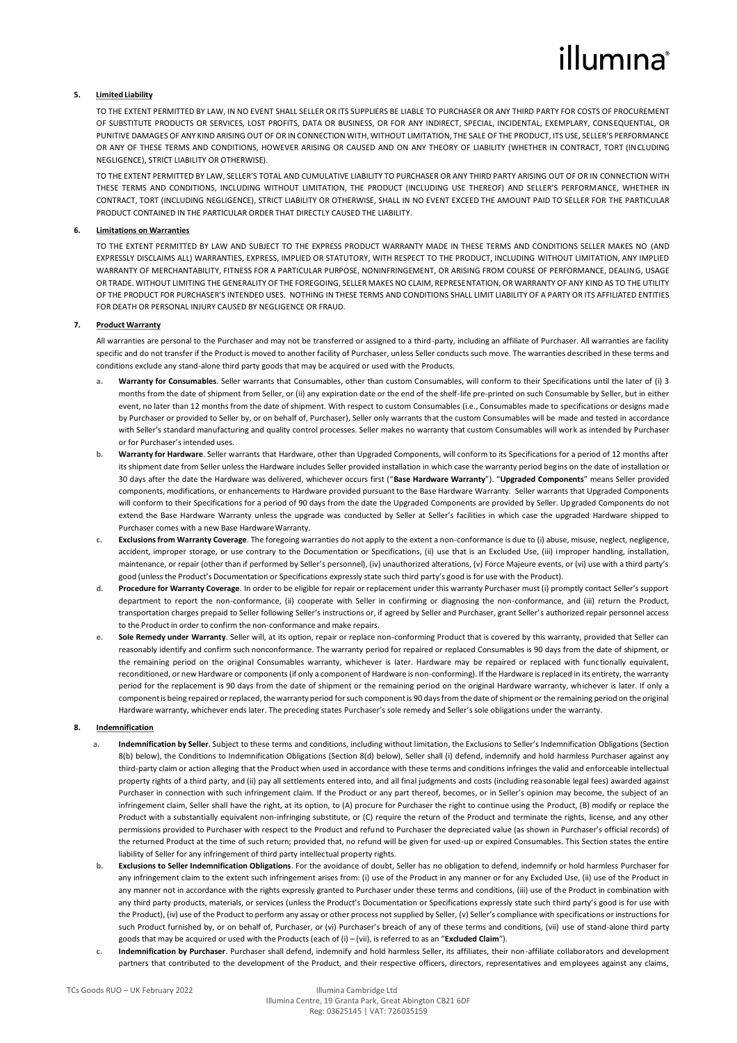**5. Limited Liability**

TO THE EXTENT PERMITTED BY LAW, IN NO EVENT SHALL SELLER OR ITS SUPPLIERS BE LIABLE TO PURCHASER OR ANY THIRD PARTY FOR COSTS OF PROCUREMENT OF SUBSTITUTE PRODUCTS OR SERVICES, LOST PROFITS, DATA OR BUSINESS, OR FOR ANY INDIRECT, SPECIAL, INCIDENTAL, EXEMPLARY, CONSEQUENTIAL, OR PUNITIVE DAMAGES OF ANY KIND ARISING OUT OF OR IN CONNECTION WITH, WITHOUT LIMITATION, THE SALE OF THE PRODUCT, ITS USE, SELLER'S PERFORMANCE OR ANY OF THESE TERMS AND CONDITIONS, HOWEVER ARISING OR CAUSED AND ON ANY THEORY OF LIABILITY (WHETHER IN CONTRACT, TORT (INCLUDING NEGLIGENCE), STRICT LIABILITY OR OTHERWISE).

TO THE EXTENT PERMITTED BY LAW, SELLER'S TOTAL AND CUMULATIVE LIABILITY TO PURCHASER OR ANY THIRD PARTY ARISING OUT OF OR IN CONNECTION WITH THESE TERMS AND CONDITIONS, INCLUDING WITHOUT LIMITATION, THE PRODUCT (INCLUDING USE THEREOF) AND SELLER'S PERFORMANCE, WHETHER IN CONTRACT, TORT (INCLUDING NEGLIGENCE), STRICT LIABILITY OR OTHERWISE, SHALL IN NO EVENT EXCEED THE AMOUNT PAID TO SELLER FOR THE PARTICULAR PRODUCT CONTAINED IN THE PARTICULAR ORDER THAT DIRECTLY CAUSED THE LIABILITY.

**6. Limitations on Warranties**

TO THE EXTENT PERMITTED BY LAW AND SUBJECT TO THE EXPRESS PRODUCT WARRANTY MADE IN THESE TERMS AND CONDITIONS SELLER MAKES NO (AND EXPRESSLY DISCLAIMS ALL) WARRANTIES, EXPRESS, IMPLIED OR STATUTORY, WITH RESPECT TO THE PRODUCT, INCLUDING WITHOUT LIMITATION, ANY IMPLIED WARRANTY OF MERCHANTABILITY, FITNESS FOR A PARTICULAR PURPOSE, NONINFRINGEMENT, OR ARISING FROM COURSE OF PERFORMANCE, DEALING, USAGE OR TRADE. WITHOUT LIMITING THE GENERALITY OF THE FOREGOING, SELLER MAKES NO CLAIM, REPRESENTATION, OR WARRANTY OF ANY KIND AS TO THE UTILITY OF THE PRODUCT FOR PURCHASER'S INTENDED USES. NOTHING IN THESE TERMS AND CONDITIONS SHALL LIMIT LIABILITY OF A PARTY OR ITS AFFILIATED ENTITIES FOR DEATH OR PERSONAL INJURY CAUSED BY NEGLIGENCE OR FRAUD.

**7. Product Warranty**

All warranties are personal to the Purchaser and may not be transferred or assigned to a third-party, including an affiliate of Purchaser. All warranties are facility specific and do not transfer if the Product is moved to another facility of Purchaser, unless Seller conducts such move. The warranties described in these terms and conditions exclude any stand-alone third party goods that may be acquired or used with the Products.

a. **Warranty for Consumables**. Seller warrants that Consumables, other than custom Consumables, will conform to their Specifications until the later of (i) 3 months from the date of shipment from Seller, or (ii) any expiration date or the end of the shelf-life pre-printed on such Consumable by Seller, but in either event, no later than 12 months from the date of shipment. With respect to custom Consumables (i.e., Consumables made to specifications or designs made by Purchaser or provided to Seller by, or on behalf of, Purchaser), Seller only warrants that the custom Consumables will be made and tested in accordance with Seller's standard manufacturing and quality control processes. Seller makes no warranty that custom Consumables will work as intended by Purchaser or for Purchaser's intended uses.

b. **Warranty for Hardware**. Seller warrants that Hardware, other than Upgraded Components, will conform to its Specifications for a period of 12 months after its shipment date from Seller unless the Hardware includes Seller provided installation in which case the warranty period begins on the date of installation or 30 days after the date the Hardware was delivered, whichever occurs first ("**Base Hardware Warranty**"). "**Upgraded Components**" means Seller provided components, modifications, or enhancements to Hardware provided pursuant to the Base Hardware Warranty. Seller warrants that Upgraded Components will conform to their Specifications for a period of 90 days from the date the Upgraded Components are provided by Seller. Upgraded Components do not extend the Base Hardware Warranty unless the upgrade was conducted by Seller at Seller's facilities in which case the upgraded Hardware shipped to Purchaser comes with a new Base Hardware Warranty.

c. **Exclusions from Warranty Coverage**. The foregoing warranties do not apply to the extent a non-conformance is due to (i) abuse, misuse, neglect, negligence, accident, improper storage, or use contrary to the Documentation or Specifications, (ii) use that is an Excluded Use, (iii) improper handling, installation, maintenance, or repair (other than if performed by Seller's personnel), (iv) unauthorized alterations, (v) Force Majeure events, or (vi) use with a third party's good (unless the Product's Documentation or Specifications expressly state such third party's good is for use with the Product).

d. **Procedure for Warranty Coverage**. In order to be eligible for repair or replacement under this warranty Purchaser must (i) promptly contact Seller's support department to report the non-conformance, (ii) cooperate with Seller in confirming or diagnosing the non-conformance, and (iii) return the Product, transportation charges prepaid to Seller following Seller's instructions or, if agreed by Seller and Purchaser, grant Seller's authorized repair personnel access to the Product in order to confirm the non-conformance and make repairs.

e. **Sole Remedy under Warranty**. Seller will, at its option, repair or replace non-conforming Product that is covered by this warranty, provided that Seller can reasonably identify and confirm such nonconformance. The warranty period for repaired or replaced Consumables is 90 days from the date of shipment, or the remaining period on the original Consumables warranty, whichever is later. Hardware may be repaired or replaced with functionally equivalent, reconditioned, or new Hardware or components (if only a component of Hardware is non-conforming). If the Hardware is replaced in its entirety, the warranty period for the replacement is 90 days from the date of shipment or the remaining period on the original Hardware warranty, whichever is later. If only a component is being repaired or replaced, the warranty period for such component is 90 days from the date of shipment or the remaining period on the original Hardware warranty, whichever ends later. The preceding states Purchaser's sole remedy and Seller's sole obligations under the warranty.

**8. Indemnification**

a. **Indemnification by Seller**. Subject to these terms and conditions, including without limitation, the Exclusions to Seller's Indemnification Obligations (Section 8(b) below), the Conditions to Indemnification Obligations (Section 8(d) below), Seller shall (i) defend, indemnify and hold harmless Purchaser against any third-party claim or action alleging that the Product when used in accordance with these terms and conditions infringes the valid and enforceable intellectual property rights of a third party, and (ii) pay all settlements entered into, and all final judgments and costs (including reasonable legal fees) awarded against Purchaser in connection with such infringement claim. If the Product or any part thereof, becomes, or in Seller's opinion may become, the subject of an infringement claim, Seller shall have the right, at its option, to (A) procure for Purchaser the right to continue using the Product, (B) modify or replace the Product with a substantially equivalent non-infringing substitute, or (C) require the return of the Product and terminate the rights, license, and any other permissions provided to Purchaser with respect to the Product and refund to Purchaser the depreciated value (as shown in Purchaser's official records) of the returned Product at the time of such return; provided that, no refund will be given for used-up or expired Consumables. This Section states the entire liability of Seller for any infringement of third party intellectual property rights.

b. **Exclusions to Seller Indemnification Obligations**. For the avoidance of doubt, Seller has no obligation to defend, indemnify or hold harmless Purchaser for any infringement claim to the extent such infringement arises from: (i) use of the Product in any manner or for any Excluded Use, (ii) use of the Product in any manner not in accordance with the rights expressly granted to Purchaser under these terms and conditions, (iii) use of the Product in combination with any third party products, materials, or services (unless the Product's Documentation or Specifications expressly state such third party's good is for use with the Product), (iv) use of the Product to perform any assay or other process not supplied by Seller, (v) Seller's compliance with specifications or instructions for such Product furnished by, or on behalf of, Purchaser, or (vi) Purchaser's breach of any of these terms and conditions, (vii) use of stand-alone third party goods that may be acquired or used with the Products (each of (i) – (vii), is referred to as an "**Excluded Claim**").

c. **Indemnification by Purchaser**. Purchaser shall defend, indemnify and hold harmless Seller, its affiliates, their non-affiliate collaborators and development partners that contributed to the development of the Product, and their respective officers, directors, representatives and employees against any claims,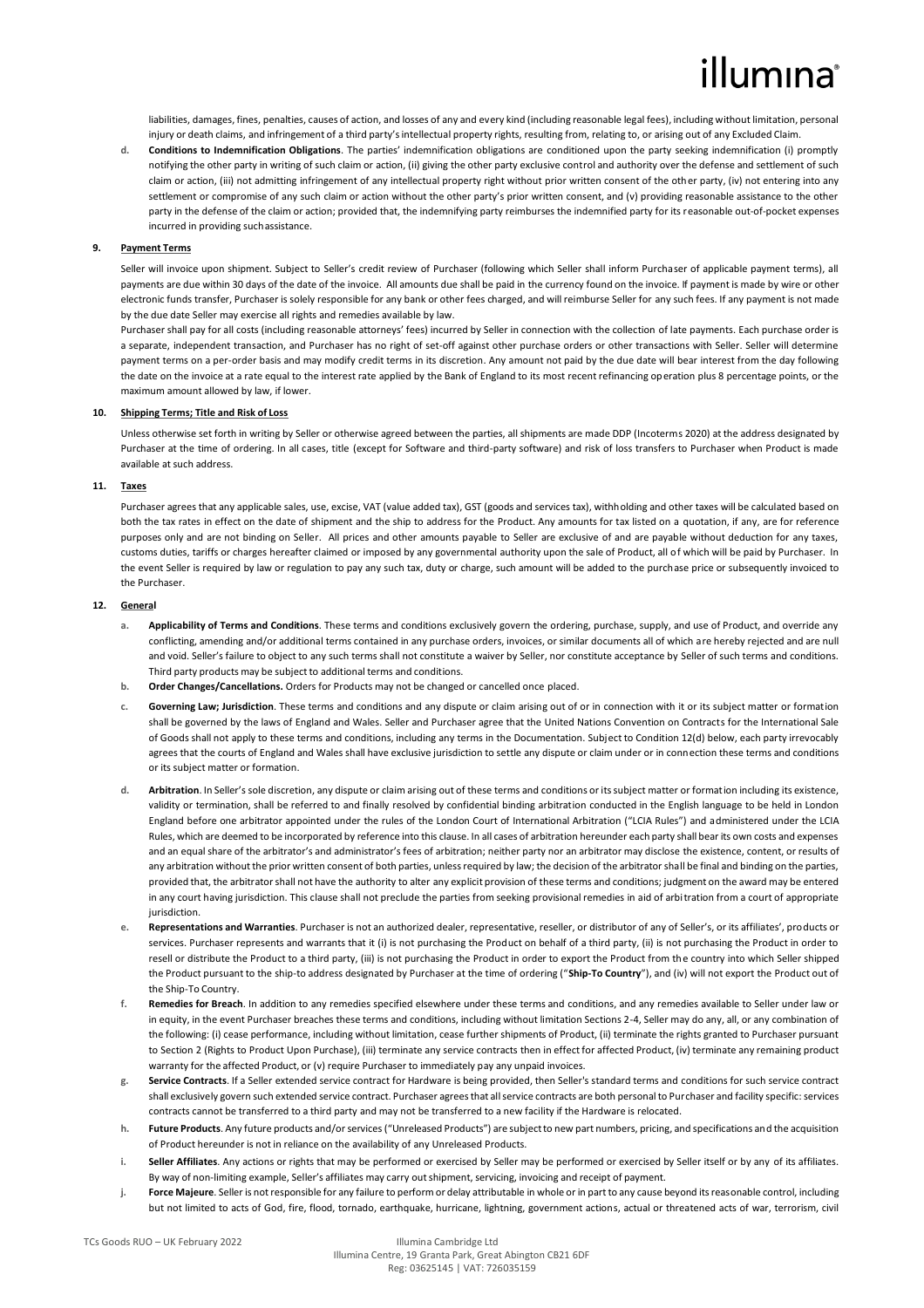liabilities, damages, fines, penalties, causes of action, and losses of any and every kind (including reasonable legal fees), including without limitation, personal injury or death claims, and infringement of a third party's intellectual property rights, resulting from, relating to, or arising out of any Excluded Claim.

d. **Conditions to Indemnification Obligations**. The parties' indemnification obligations are conditioned upon the party seeking indemnification (i) promptly notifying the other party in writing of such claim or action, (ii) giving the other party exclusive control and authority over the defense and settlement of such claim or action, (iii) not admitting infringement of any intellectual property right without prior written consent of the other party, (iv) not entering into any settlement or compromise of any such claim or action without the other party's prior written consent, and (v) providing reasonable assistance to the other party in the defense of the claim or action; provided that, the indemnifying party reimburses the indemnified party for its reasonable out-of-pocket expenses incurred in providing such assistance.

**9. Payment Terms**

Seller will invoice upon shipment. Subject to Seller's credit review of Purchaser (following which Seller shall inform Purchaser of applicable payment terms), all payments are due within 30 days of the date of the invoice. All amounts due shall be paid in the currency found on the invoice. If payment is made by wire or other electronic funds transfer, Purchaser is solely responsible for any bank or other fees charged, and will reimburse Seller for any such fees. If any payment is not made by the due date Seller may exercise all rights and remedies available by law.

Purchaser shall pay for all costs (including reasonable attorneys' fees) incurred by Seller in connection with the collection of late payments. Each purchase order is a separate, independent transaction, and Purchaser has no right of set-off against other purchase orders or other transactions with Seller. Seller will determine payment terms on a per-order basis and may modify credit terms in its discretion. Any amount not paid by the due date will bear interest from the day following the date on the invoice at a rate equal to the interest rate applied by the Bank of England to its most recent refinancing operation plus 8 percentage points, or the maximum amount allowed by law, if lower.

**10. Shipping Terms; Title and Risk of Loss**

Unless otherwise set forth in writing by Seller or otherwise agreed between the parties, all shipments are made DDP (Incoterms 2020) at the address designated by Purchaser at the time of ordering. In all cases, title (except for Software and third-party software) and risk of loss transfers to Purchaser when Product is made available at such address.

**11. Taxes**

Purchaser agrees that any applicable sales, use, excise, VAT (value added tax), GST (goods and services tax), withholding and other taxes will be calculated based on both the tax rates in effect on the date of shipment and the ship to address for the Product. Any amounts for tax listed on a quotation, if any, are for reference purposes only and are not binding on Seller. All prices and other amounts payable to Seller are exclusive of and are payable without deduction for any taxes, customs duties, tariffs or charges hereafter claimed or imposed by any governmental authority upon the sale of Product, all of which will be paid by Purchaser. In the event Seller is required by law or regulation to pay any such tax, duty or charge, such amount will be added to the purchase price or subsequently invoiced to the Purchaser.

**12. General**

a. **Applicability of Terms and Conditions**. These terms and conditions exclusively govern the ordering, purchase, supply, and use of Product, and override any conflicting, amending and/or additional terms contained in any purchase orders, invoices, or similar documents all of which are hereby rejected and are null and void. Seller's failure to object to any such terms shall not constitute a waiver by Seller, nor constitute acceptance by Seller of such terms and conditions. Third party products may be subject to additional terms and conditions.

b. **Order Changes/Cancellations.** Orders for Products may not be changed or cancelled once placed.

c. **Governing Law; Jurisdiction**. These terms and conditions and any dispute or claim arising out of or in connection with it or its subject matter or formation shall be governed by the laws of England and Wales. Seller and Purchaser agree that the United Nations Convention on Contracts for the International Sale of Goods shall not apply to these terms and conditions, including any terms in the Documentation. Subject to Condition 12(d) below, each party irrevocably agrees that the courts of England and Wales shall have exclusive jurisdiction to settle any dispute or claim under or in connection these terms and conditions or its subject matter or formation.

d. **Arbitration**. In Seller's sole discretion, any dispute or claim arising out of these terms and conditions or its subject matter or formation including its existence, validity or termination, shall be referred to and finally resolved by confidential binding arbitration conducted in the English language to be held in London England before one arbitrator appointed under the rules of the London Court of International Arbitration ("LCIA Rules") and administered under the LCIA Rules, which are deemed to be incorporated by reference into this clause. In all cases of arbitration hereunder each party shall bear its own costs and expenses and an equal share of the arbitrator's and administrator's fees of arbitration; neither party nor an arbitrator may disclose the existence, content, or results of any arbitration without the prior written consent of both parties, unless required by law; the decision of the arbitrator shall be final and binding on the parties, provided that, the arbitrator shall not have the authority to alter any explicit provision of these terms and conditions; judgment on the award may be entered in any court having jurisdiction. This clause shall not preclude the parties from seeking provisional remedies in aid of arbitration from a court of appropriate jurisdiction.

e. **Representations and Warranties**. Purchaser is not an authorized dealer, representative, reseller, or distributor of any of Seller's, or its affiliates', products or services. Purchaser represents and warrants that it (i) is not purchasing the Product on behalf of a third party, (ii) is not purchasing the Product in order to resell or distribute the Product to a third party, (iii) is not purchasing the Product in order to export the Product from the country into which Seller shipped the Product pursuant to the ship-to address designated by Purchaser at the time of ordering ("**Ship-To Country**"), and (iv) will not export the Product out of the Ship-To Country.

f. **Remedies for Breach**. In addition to any remedies specified elsewhere under these terms and conditions, and any remedies available to Seller under law or in equity, in the event Purchaser breaches these terms and conditions, including without limitation Sections 2-4, Seller may do any, all, or any combination of the following: (i) cease performance, including without limitation, cease further shipments of Product, (ii) terminate the rights granted to Purchaser pursuant to Section 2 (Rights to Product Upon Purchase), (iii) terminate any service contracts then in effect for affected Product, (iv) terminate any remaining product warranty for the affected Product, or (v) require Purchaser to immediately pay any unpaid invoices.

g. **Service Contracts**. If a Seller extended service contract for Hardware is being provided, then Seller's standard terms and conditions for such service contract shall exclusively govern such extended service contract. Purchaser agrees that all service contracts are both personal to Purchaser and facility specific: services contracts cannot be transferred to a third party and may not be transferred to a new facility if the Hardware is relocated.

h. **Future Products**. Any future products and/or services ("Unreleased Products") are subject to new part numbers, pricing, and specifications and the acquisition of Product hereunder is not in reliance on the availability of any Unreleased Products.

i. **Seller Affiliates**. Any actions or rights that may be performed or exercised by Seller may be performed or exercised by Seller itself or by any of its affiliates. By way of non-limiting example, Seller's affiliates may carry out shipment, servicing, invoicing and receipt of payment.

j. **Force Majeure**. Seller is not responsible for any failure to perform or delay attributable in whole or in part to any cause beyond its reasonable control, including but not limited to acts of God, fire, flood, tornado, earthquake, hurricane, lightning, government actions, actual or threatened acts of war, terrorism, civil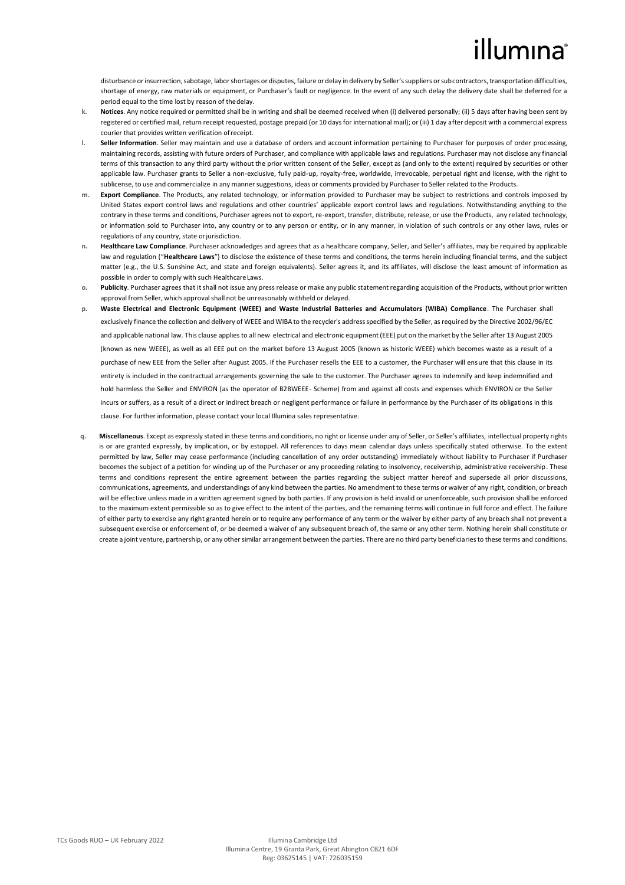disturbance or insurrection, sabotage, labor shortages or disputes, failure or delay in delivery by Seller's suppliers or subcontractors, transportation difficulties, shortage of energy, raw materials or equipment, or Purchaser's fault or negligence. In the event of any such delay the delivery date shall be deferred for a period equal to the time lost by reason of the delay.

k. **Notices**. Any notice required or permitted shall be in writing and shall be deemed received when (i) delivered personally; (ii) 5 days after having been sent by registered or certified mail, return receipt requested, postage prepaid (or 10 days for international mail); or (iii) 1 day after deposit with a commercial express courier that provides written verification of receipt.

l. **Seller Information**. Seller may maintain and use a database of orders and account information pertaining to Purchaser for purposes of order processing, maintaining records, assisting with future orders of Purchaser, and compliance with applicable laws and regulations. Purchaser may not disclose any financial terms of this transaction to any third party without the prior written consent of the Seller, except as (and only to the extent) required by securities or other applicable law. Purchaser grants to Seller a non-exclusive, fully paid-up, royalty-free, worldwide, irrevocable, perpetual right and license, with the right to sublicense, to use and commercialize in any manner suggestions, ideas or comments provided by Purchaser to Seller related to the Products.

m. **Export Compliance**. The Products, any related technology, or information provided to Purchaser may be subject to restrictions and controls imposed by United States export control laws and regulations and other countries' applicable export control laws and regulations. Notwithstanding anything to the contrary in these terms and conditions, Purchaser agrees not to export, re-export, transfer, distribute, release, or use the Products, any related technology, or information sold to Purchaser into, any country or to any person or entity, or in any manner, in violation of such controls or any other laws, rules or regulations of any country, state or jurisdiction.

n. **Healthcare Law Compliance**. Purchaser acknowledges and agrees that as a healthcare company, Seller, and Seller's affiliates, may be required by applicable law and regulation ("**Healthcare Laws**") to disclose the existence of these terms and conditions, the terms herein including financial terms, and the subject matter (e.g., the U.S. Sunshine Act, and state and foreign equivalents). Seller agrees it, and its affiliates, will disclose the least amount of information as possible in order to comply with such Healthcare Laws.

o. **Publicity**. Purchaser agrees that it shall not issue any press release or make any public statement regarding acquisition of the Products, without prior written approval from Seller, which approval shall not be unreasonably withheld or delayed.

p. **Waste Electrical and Electronic Equipment (WEEE) and Waste Industrial Batteries and Accumulators (WIBA) Compliance**. The Purchaser shall exclusively finance the collection and delivery of WEEE and WIBA to the recycler's address specified by the Seller, as required by the Directive 2002/96/EC and applicable national law. This clause applies to all new electrical and electronic equipment (EEE) put on the market by the Seller after 13 August 2005 (known as new WEEE), as well as all EEE put on the market before 13 August 2005 (known as historic WEEE) which becomes waste as a result of a purchase of new EEE from the Seller after August 2005. If the Purchaser resells the EEE to a customer, the Purchaser will ensure that this clause in its entirety is included in the contractual arrangements governing the sale to the customer. The Purchaser agrees to indemnify and keep indemnified and hold harmless the Seller and ENVIRON (as the operator of B2BWEEE- Scheme) from and against all costs and expenses which ENVIRON or the Seller incurs or suffers, as a result of a direct or indirect breach or negligent performance or failure in performance by the Purchaser of its obligations in this clause. For further information, please contact your local Illumina sales representative.

q. **Miscellaneous**. Except as expressly stated in these terms and conditions, no right or license under any of Seller, or Seller's affiliates, intellectual property rights is or are granted expressly, by implication, or by estoppel. All references to days mean calendar days unless specifically stated otherwise. To the extent permitted by law, Seller may cease performance (including cancellation of any order outstanding) immediately without liability to Purchaser if Purchaser becomes the subject of a petition for winding up of the Purchaser or any proceeding relating to insolvency, receivership, administrative receivership. These terms and conditions represent the entire agreement between the parties regarding the subject matter hereof and supersede all prior discussions, communications, agreements, and understandings of any kind between the parties. No amendment to these terms or waiver of any right, condition, or breach will be effective unless made in a written agreement signed by both parties. If any provision is held invalid or unenforceable, such provision shall be enforced to the maximum extent permissible so as to give effect to the intent of the parties, and the remaining terms will continue in full force and effect. The failure of either party to exercise any right granted herein or to require any performance of any term or the waiver by either party of any breach shall not prevent a subsequent exercise or enforcement of, or be deemed a waiver of any subsequent breach of, the same or any other term. Nothing herein shall constitute or create a joint venture, partnership, or any other similar arrangement between the parties. There are no third party beneficiaries to these terms and conditions.